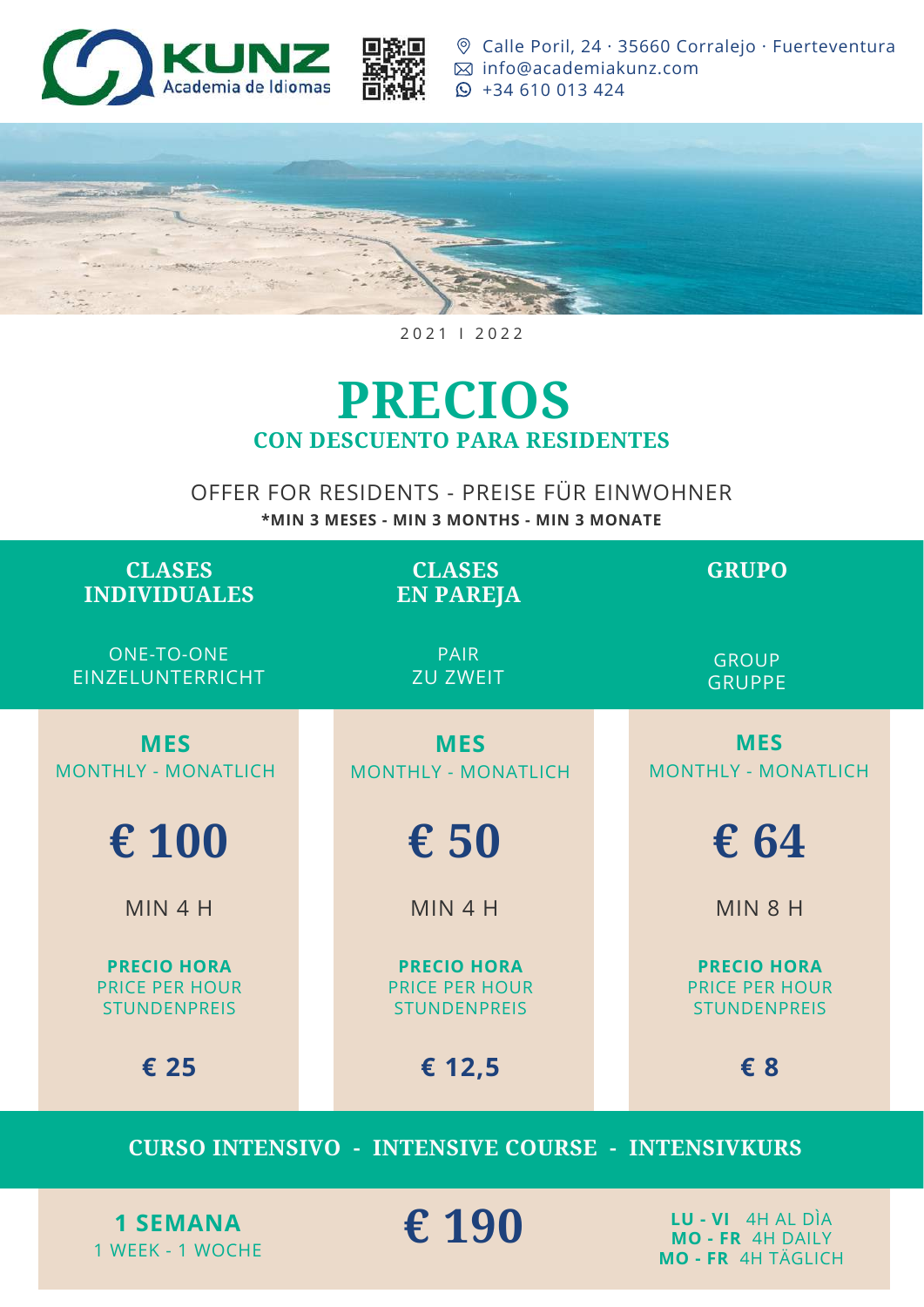KUNZ Academia de Idiomas

Calle Poril, 24 · 35660 Corralejo · Fuerteventura
info@academiakunz.com
+34 610 013 424

2021 I 2022

# PRECIOS

## CON DESCUENTO PARA RESIDENTES

OFFER FOR RESIDENTS - PREISE FÜR EINWOHNER

**\*MIN 3 MESES - MIN 3 MONTHS - MIN 3 MONATE**

| CLASES INDIVIDUALES<br>ONE-TO-ONE<br>EINZELUNTERRICHT | CLASES EN PAREJA<br>PAIR<br>ZU ZWEIT | GRUPO<br>GROUP<br>GRUPPE |
|---|---|---|
| **MES**<br>MONTHLY - MONATLICH | **MES**<br>MONTHLY - MONATLICH | **MES**<br>MONTHLY - MONATLICH |
| **€ 100** | **€ 50** | **€ 64** |
| MIN 4 H | MIN 4 H | MIN 8 H |
| **PRECIO HORA**<br>PRICE PER HOUR<br>STUNDENPREIS | **PRECIO HORA**<br>PRICE PER HOUR<br>STUNDENPREIS | **PRECIO HORA**<br>PRICE PER HOUR<br>STUNDENPREIS |
| **€ 25** | **€ 12,5** | **€ 8** |

## CURSO INTENSIVO - INTENSIVE COURSE - INTENSIVKURS

| **1 SEMANA**<br>1 WEEK - 1 WOCHE | **€ 190** | **LU - VI** 4H AL DÌA<br>**MO - FR** 4H DAILY<br>**MO - FR** 4H TÄGLICH |
|---|---|---|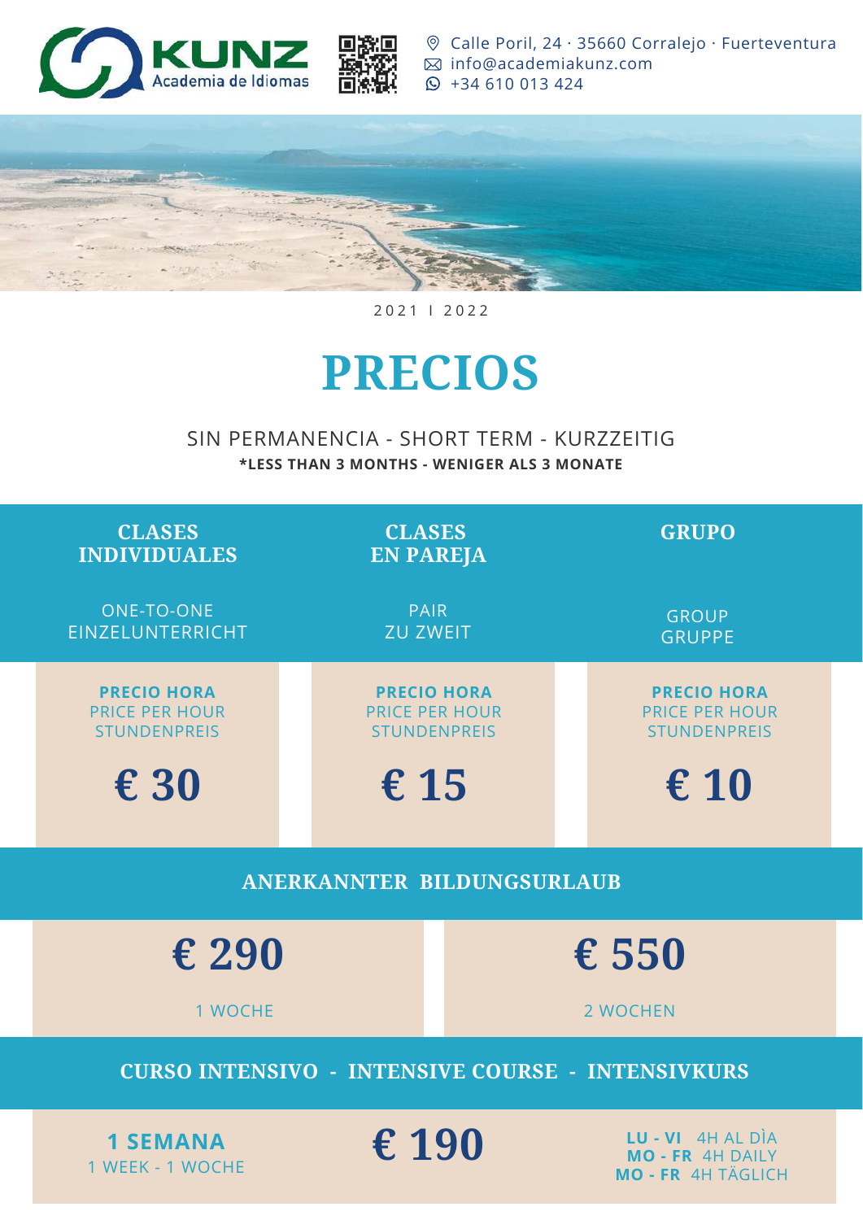KUNZ Academia de Idiomas

Calle Poril, 24 · 35660 Corralejo · Fuerteventura
info@academiakunz.com
+34 610 013 424

2021 I 2022

# PRECIOS

SIN PERMANENCIA - SHORT TERM - KURZZEITIG

**\*LESS THAN 3 MONTHS - WENIGER ALS 3 MONATE**

| CLASES INDIVIDUALES<br>ONE-TO-ONE<br>EINZELUNTERRICHT | CLASES EN PAREJA<br>PAIR<br>ZU ZWEIT | GRUPO<br>GROUP<br>GRUPPE |
|---|---|---|
| **PRECIO HORA**<br>PRICE PER HOUR<br>STUNDENPREIS | **PRECIO HORA**<br>PRICE PER HOUR<br>STUNDENPREIS | **PRECIO HORA**<br>PRICE PER HOUR<br>STUNDENPREIS |
| **€ 30** | **€ 15** | **€ 10** |

## ANERKANNTER BILDUNGSURLAUB

| | |
|---|---|
| **€ 290**<br>1 WOCHE | **€ 550**<br>2 WOCHEN |

## CURSO INTENSIVO - INTENSIVE COURSE - INTENSIVKURS

| | | |
|---|---|---|
| **1 SEMANA**<br>1 WEEK - 1 WOCHE | **€ 190** | **LU - VI** 4H AL DÌA<br>**MO - FR** 4H DAILY<br>**MO - FR** 4H TÄGLICH |